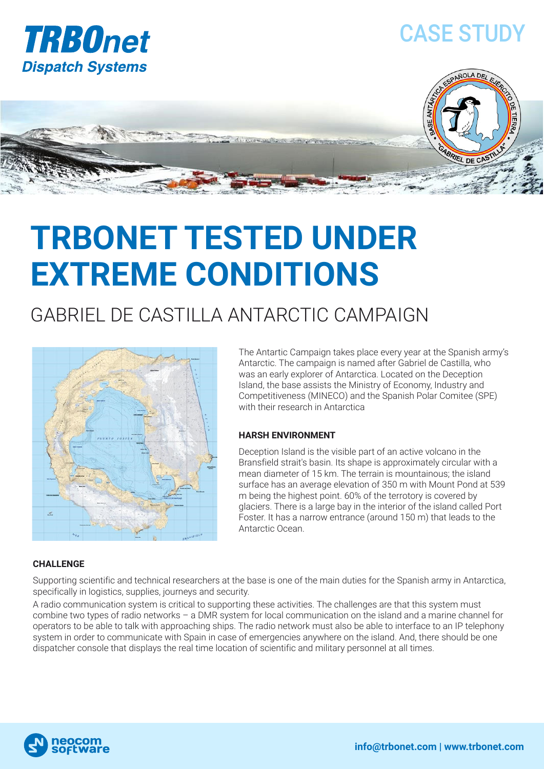TRBOnet
Dispatch Systems

CASE STUDY

# TRBONET TESTED UNDER EXTREME CONDITIONS

## GABRIEL DE CASTILLA ANTARCTIC CAMPAIGN

The Antartic Campaign takes place every year at the Spanish army's Antarctic. The campaign is named after Gabriel de Castilla, who was an early explorer of Antarctica. Located on the Deception Island, the base assists the Ministry of Economy, Industry and Competitiveness (MINECO) and the Spanish Polar Comitee (SPE) with their research in Antarctica

### HARSH ENVIRONMENT

Deception Island is the visible part of an active volcano in the Bransfield strait's basin. Its shape is approximately circular with a mean diameter of 15 km. The terrain is mountainous; the island surface has an average elevation of 350 m with Mount Pond at 539 m being the highest point. 60% of the terrotory is covered by glaciers. There is a large bay in the interior of the island called Port Foster. It has a narrow entrance (around 150 m) that leads to the Antarctic Ocean.

### CHALLENGE

Supporting scientific and technical researchers at the base is one of the main duties for the Spanish army in Antarctica, specifically in logistics, supplies, journeys and security.

A radio communication system is critical to supporting these activities. The challenges are that this system must combine two types of radio networks – a DMR system for local communication on the island and a marine channel for operators to be able to talk with approaching ships. The radio network must also be able to interface to an IP telephony system in order to communicate with Spain in case of emergencies anywhere on the island. And, there should be one dispatcher console that displays the real time location of scientific and military personnel at all times.

neocom software

info@trbonet.com | www.trbonet.com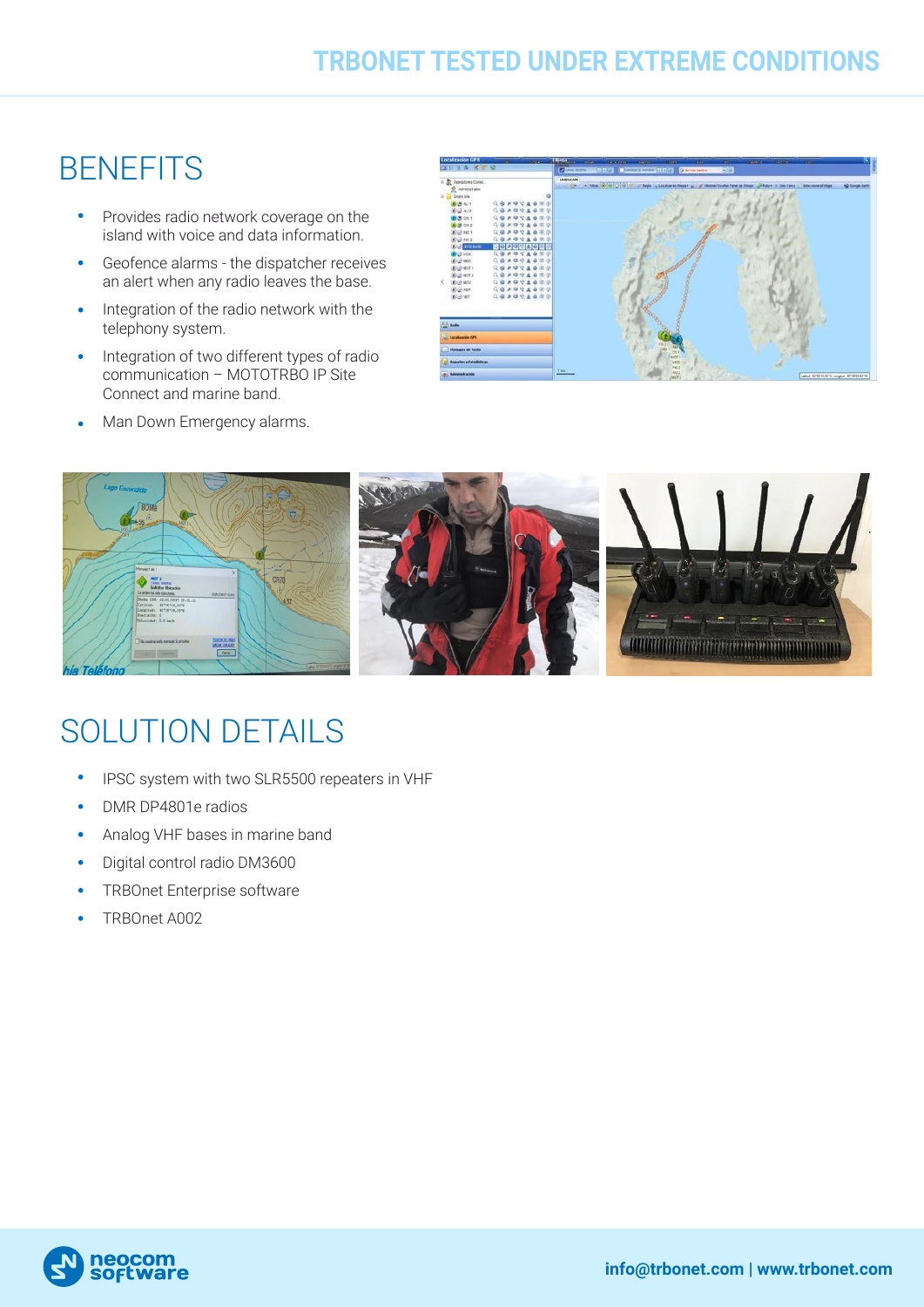# BENEFITS

- Provides radio network coverage on the island with voice and data information.
- Geofence alarms - the dispatcher receives an alert when any radio leaves the base.
- Integration of the radio network with the telephony system.
- Integration of two different types of radio communication – MOTOTRBO IP Site Connect and marine band.
- Man Down Emergency alarms.

# SOLUTION DETAILS

- IPSC system with two SLR5500 repeaters in VHF
- DMR DP4801e radios
- Analog VHF bases in marine band
- Digital control radio DM3600
- TRBOnet Enterprise software
- TRBOnet A002

info@trbonet.com | www.trbonet.com